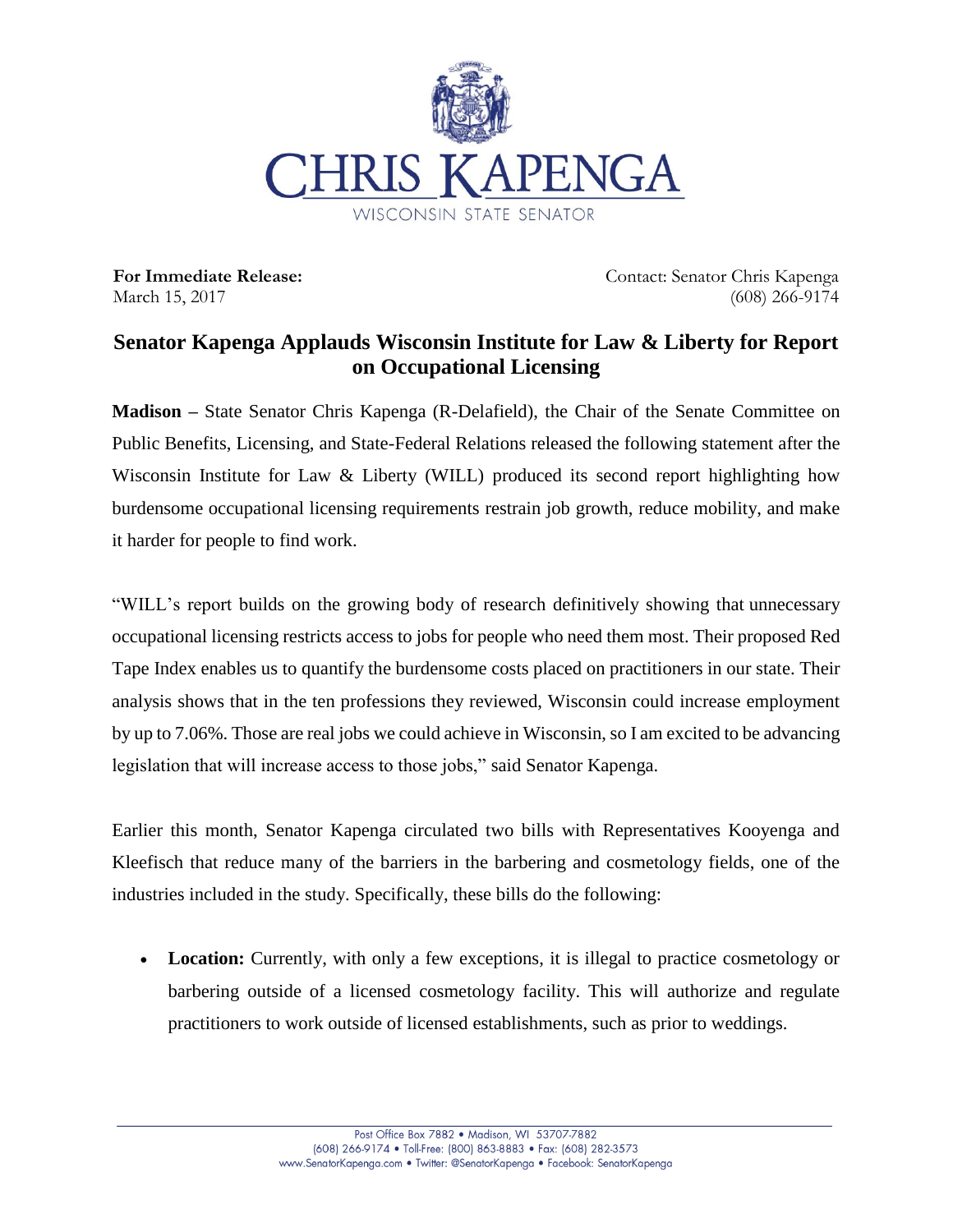# CHRIS KAPENGA

WISCONSIN STATE SENATOR

**For Immediate Release:**
March 15, 2017

Contact: Senator Chris Kapenga
(608) 266-9174

## Senator Kapenga Applauds Wisconsin Institute for Law & Liberty for Report on Occupational Licensing

**Madison –** State Senator Chris Kapenga (R-Delafield), the Chair of the Senate Committee on Public Benefits, Licensing, and State-Federal Relations released the following statement after the Wisconsin Institute for Law & Liberty (WILL) produced its second report highlighting how burdensome occupational licensing requirements restrain job growth, reduce mobility, and make it harder for people to find work.

"WILL's report builds on the growing body of research definitively showing that unnecessary occupational licensing restricts access to jobs for people who need them most. Their proposed Red Tape Index enables us to quantify the burdensome costs placed on practitioners in our state. Their analysis shows that in the ten professions they reviewed, Wisconsin could increase employment by up to 7.06%. Those are real jobs we could achieve in Wisconsin, so I am excited to be advancing legislation that will increase access to those jobs," said Senator Kapenga.

Earlier this month, Senator Kapenga circulated two bills with Representatives Kooyenga and Kleefisch that reduce many of the barriers in the barbering and cosmetology fields, one of the industries included in the study. Specifically, these bills do the following:

- **Location:** Currently, with only a few exceptions, it is illegal to practice cosmetology or barbering outside of a licensed cosmetology facility. This will authorize and regulate practitioners to work outside of licensed establishments, such as prior to weddings.

Post Office Box 7882 • Madison, WI 53707-7882
(608) 266-9174 • Toll-Free: (800) 863-8883 • Fax: (608) 282-3573
www.SenatorKapenga.com • Twitter: @SenatorKapenga • Facebook: SenatorKapenga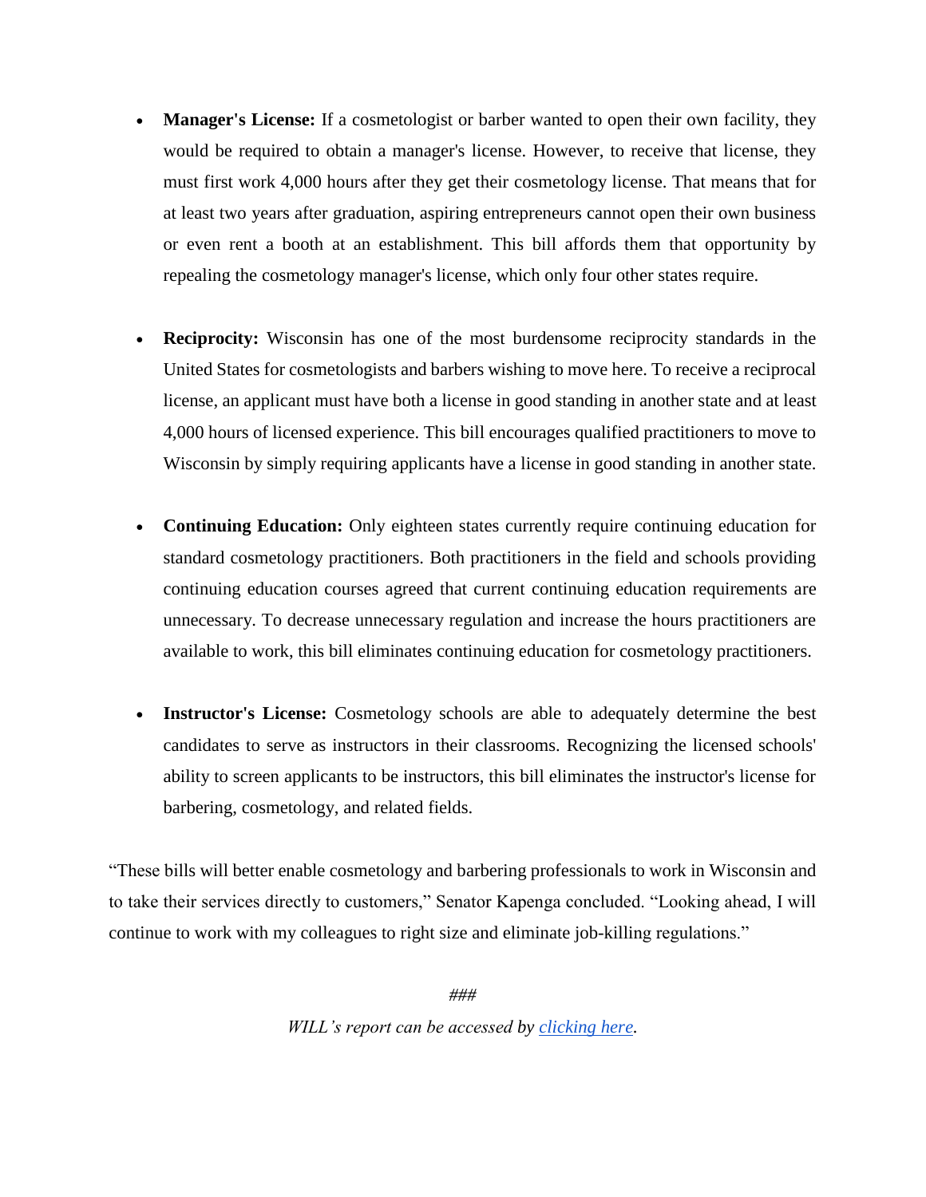- **Manager's License:** If a cosmetologist or barber wanted to open their own facility, they would be required to obtain a manager's license. However, to receive that license, they must first work 4,000 hours after they get their cosmetology license. That means that for at least two years after graduation, aspiring entrepreneurs cannot open their own business or even rent a booth at an establishment. This bill affords them that opportunity by repealing the cosmetology manager's license, which only four other states require.

- **Reciprocity:** Wisconsin has one of the most burdensome reciprocity standards in the United States for cosmetologists and barbers wishing to move here. To receive a reciprocal license, an applicant must have both a license in good standing in another state and at least 4,000 hours of licensed experience. This bill encourages qualified practitioners to move to Wisconsin by simply requiring applicants have a license in good standing in another state.

- **Continuing Education:** Only eighteen states currently require continuing education for standard cosmetology practitioners. Both practitioners in the field and schools providing continuing education courses agreed that current continuing education requirements are unnecessary. To decrease unnecessary regulation and increase the hours practitioners are available to work, this bill eliminates continuing education for cosmetology practitioners.

- **Instructor's License:** Cosmetology schools are able to adequately determine the best candidates to serve as instructors in their classrooms. Recognizing the licensed schools' ability to screen applicants to be instructors, this bill eliminates the instructor's license for barbering, cosmetology, and related fields.

"These bills will better enable cosmetology and barbering professionals to work in Wisconsin and to take their services directly to customers," Senator Kapenga concluded. "Looking ahead, I will continue to work with my colleagues to right size and eliminate job-killing regulations."

*###*

*WILL's report can be accessed by [clicking here](#).*